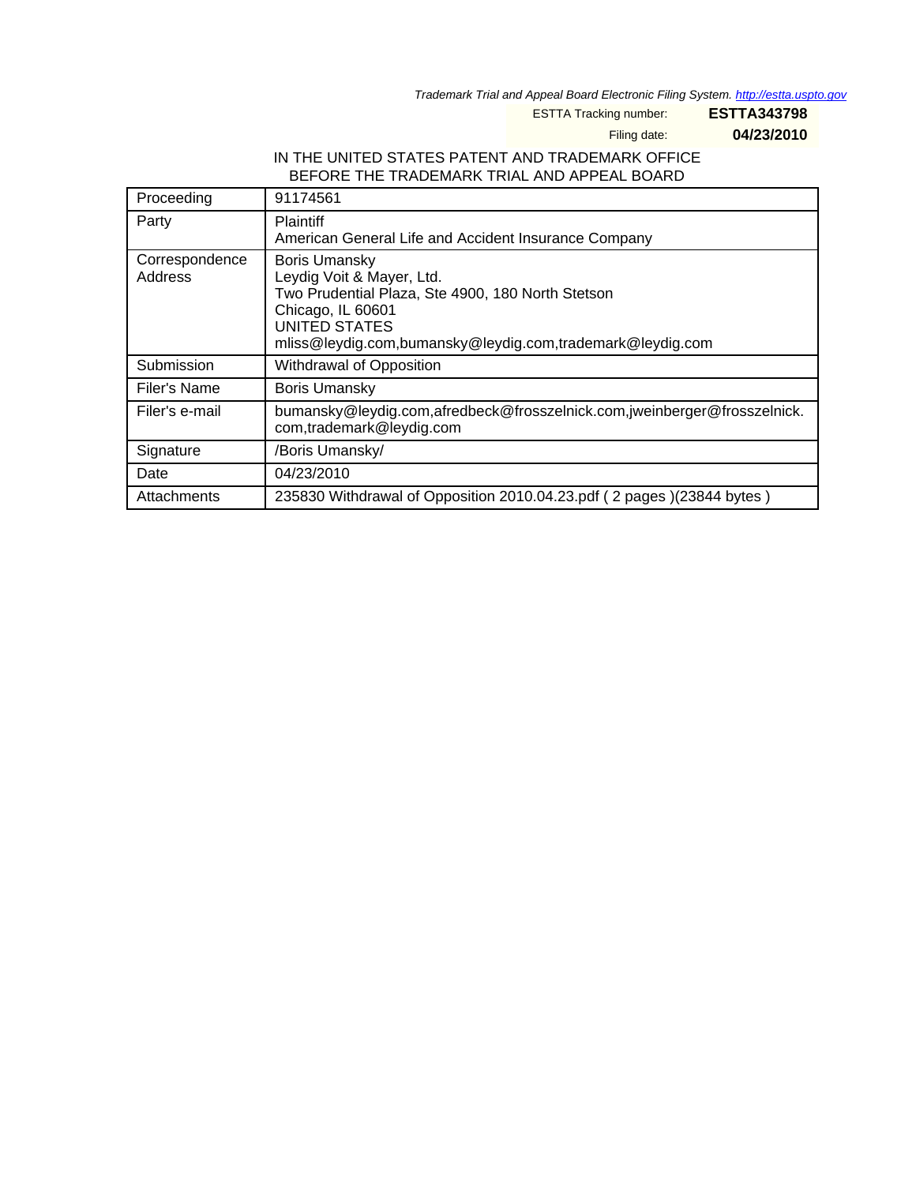*Trademark Trial and Appeal Board Electronic Filing System. http://estta.uspto.gov*

ESTTA Tracking number: **ESTTA343798**

Filing date: **04/23/2010**

IN THE UNITED STATES PATENT AND TRADEMARK OFFICE
BEFORE THE TRADEMARK TRIAL AND APPEAL BOARD

| Proceeding | 91174561 |
|---|---|
| Party | Plaintiff<br>American General Life and Accident Insurance Company |
| Correspondence Address | Boris Umansky<br>Leydig Voit & Mayer, Ltd.<br>Two Prudential Plaza, Ste 4900, 180 North Stetson<br>Chicago, IL 60601<br>UNITED STATES<br>mliss@leydig.com,bumansky@leydig.com,trademark@leydig.com |
| Submission | Withdrawal of Opposition |
| Filer's Name | Boris Umansky |
| Filer's e-mail | bumansky@leydig.com,afredbeck@frosszelnick.com,jweinberger@frosszelnick.com,trademark@leydig.com |
| Signature | /Boris Umansky/ |
| Date | 04/23/2010 |
| Attachments | 235830 Withdrawal of Opposition 2010.04.23.pdf ( 2 pages )(23844 bytes ) |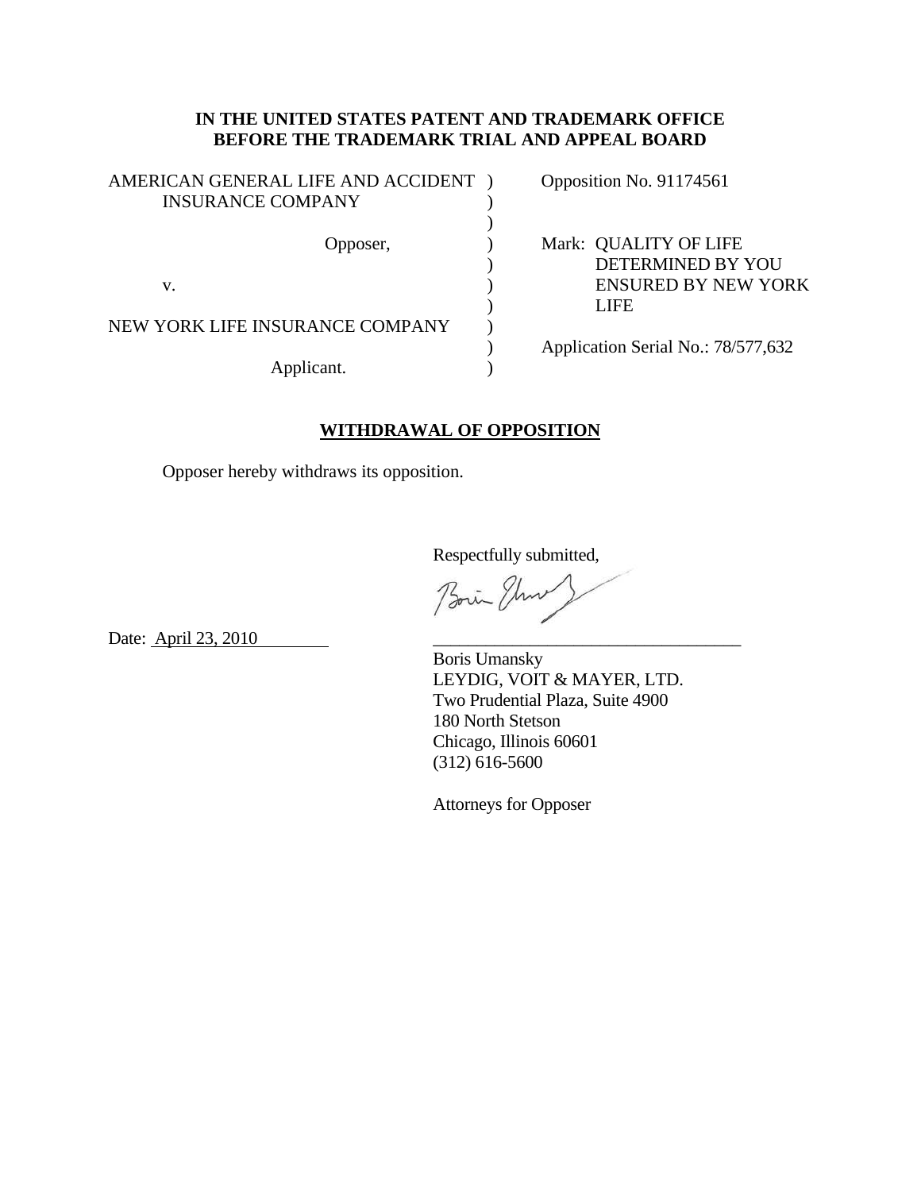**IN THE UNITED STATES PATENT AND TRADEMARK OFFICE**
**BEFORE THE TRADEMARK TRIAL AND APPEAL BOARD**

| | | |
|---|---|---|
| AMERICAN GENERAL LIFE AND ACCIDENT INSURANCE COMPANY | ) | Opposition No. 91174561 |
| Opposer, | ) | Mark: QUALITY OF LIFE DETERMINED BY YOU ENSURED BY NEW YORK LIFE |
| v. | ) | |
| NEW YORK LIFE INSURANCE COMPANY | ) | Application Serial No.: 78/577,632 |
| Applicant. | ) | |

**WITHDRAWAL OF OPPOSITION**

Opposer hereby withdraws its opposition.

Respectfully submitted,

Date: April 23, 2010

\_\_\_\_\_\_\_\_\_\_\_\_\_\_\_\_\_\_\_\_\_\_\_\_\_\_\_\_\_\_\_\_\_\_
Boris Umansky
LEYDIG, VOIT & MAYER, LTD.
Two Prudential Plaza, Suite 4900
180 North Stetson
Chicago, Illinois 60601
(312) 616-5600

Attorneys for Opposer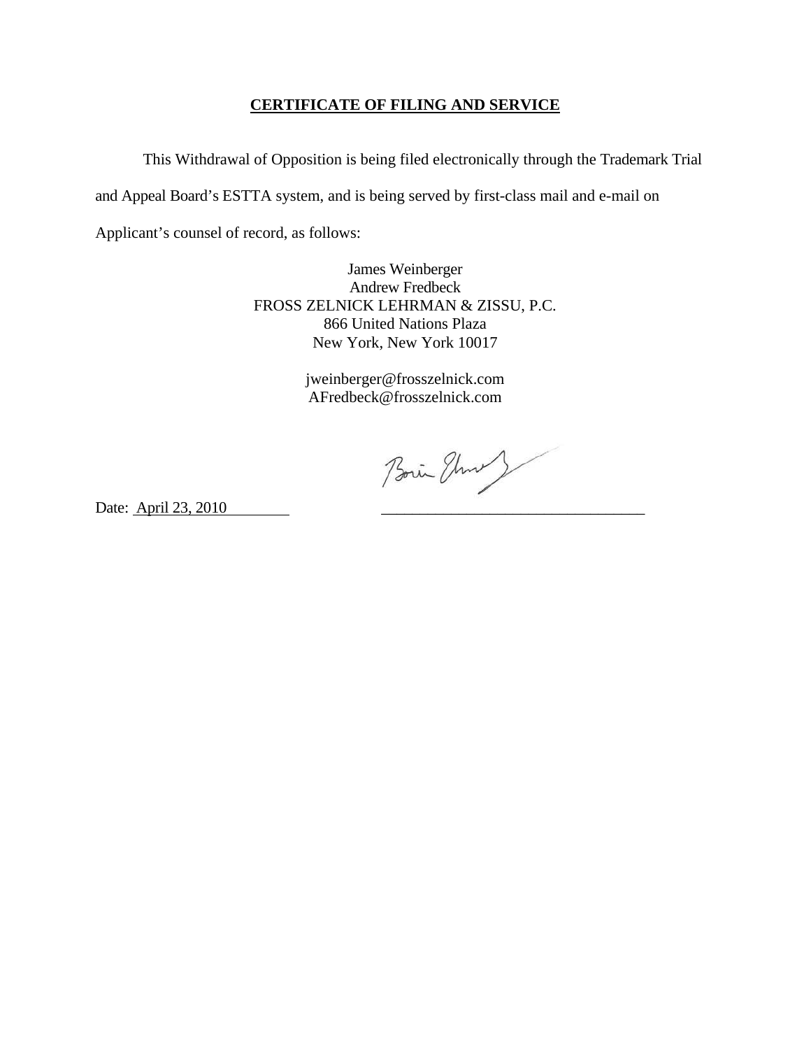**CERTIFICATE OF FILING AND SERVICE**

This Withdrawal of Opposition is being filed electronically through the Trademark Trial and Appeal Board's ESTTA system, and is being served by first-class mail and e-mail on Applicant's counsel of record, as follows:

James Weinberger
Andrew Fredbeck
FROSS ZELNICK LEHRMAN & ZISSU, P.C.
866 United Nations Plaza
New York, New York 10017

jweinberger@frosszelnick.com
AFredbeck@frosszelnick.com

Date: April 23, 2010 _________________________________